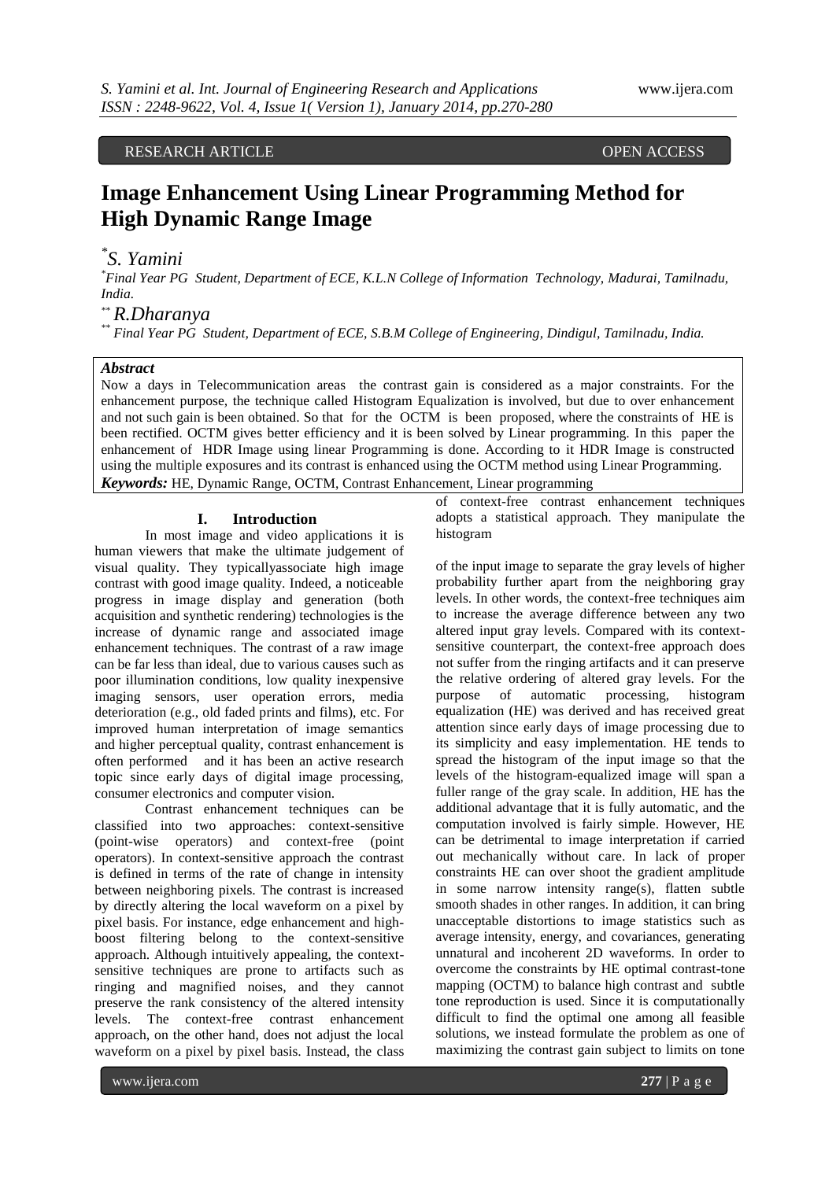RESEARCH ARTICLE OPEN ACCESS

# Image Enhancement Using Linear Programming Method for High Dynamic Range Image

*S. Yamini*[*]

[*]*Final Year PG Student, Department of ECE, K.L.N College of Information Technology, Madurai, Tamilnadu, India.*

*R.Dharanya*[**]

[**] *Final Year PG Student, Department of ECE, S.B.M College of Engineering, Dindigul, Tamilnadu, India.*

***Abstract***

Now a days in Telecommunication areas the contrast gain is considered as a major constraints. For the enhancement purpose, the technique called Histogram Equalization is involved, but due to over enhancement and not such gain is been obtained. So that for the OCTM is been proposed, where the constraints of HE is been rectified. OCTM gives better efficiency and it is been solved by Linear programming. In this paper the enhancement of HDR Image using linear Programming is done. According to it HDR Image is constructed using the multiple exposures and its contrast is enhanced using the OCTM method using Linear Programming.

***Keywords:*** HE, Dynamic Range, OCTM, Contrast Enhancement, Linear programming

## I. Introduction

In most image and video applications it is human viewers that make the ultimate judgement of visual quality. They typicallyassociate high image contrast with good image quality. Indeed, a noticeable progress in image display and generation (both acquisition and synthetic rendering) technologies is the increase of dynamic range and associated image enhancement techniques. The contrast of a raw image can be far less than ideal, due to various causes such as poor illumination conditions, low quality inexpensive imaging sensors, user operation errors, media deterioration (e.g., old faded prints and films), etc. For improved human interpretation of image semantics and higher perceptual quality, contrast enhancement is often performed and it has been an active research topic since early days of digital image processing, consumer electronics and computer vision.

Contrast enhancement techniques can be classified into two approaches: context-sensitive (point-wise operators) and context-free (point operators). In context-sensitive approach the contrast is defined in terms of the rate of change in intensity between neighboring pixels. The contrast is increased by directly altering the local waveform on a pixel by pixel basis. For instance, edge enhancement and high-boost filtering belong to the context-sensitive approach. Although intuitively appealing, the context-sensitive techniques are prone to artifacts such as ringing and magnified noises, and they cannot preserve the rank consistency of the altered intensity levels. The context-free contrast enhancement approach, on the other hand, does not adjust the local waveform on a pixel by pixel basis. Instead, the class of context-free contrast enhancement techniques adopts a statistical approach. They manipulate the histogram

of the input image to separate the gray levels of higher probability further apart from the neighboring gray levels. In other words, the context-free techniques aim to increase the average difference between any two altered input gray levels. Compared with its context-sensitive counterpart, the context-free approach does not suffer from the ringing artifacts and it can preserve the relative ordering of altered gray levels. For the purpose of automatic processing, histogram equalization (HE) was derived and has received great attention since early days of image processing due to its simplicity and easy implementation. HE tends to spread the histogram of the input image so that the levels of the histogram-equalized image will span a fuller range of the gray scale. In addition, HE has the additional advantage that it is fully automatic, and the computation involved is fairly simple. However, HE can be detrimental to image interpretation if carried out mechanically without care. In lack of proper constraints HE can over shoot the gradient amplitude in some narrow intensity range(s), flatten subtle smooth shades in other ranges. In addition, it can bring unacceptable distortions to image statistics such as average intensity, energy, and covariances, generating unnatural and incoherent 2D waveforms. In order to overcome the constraints by HE optimal contrast-tone mapping (OCTM) to balance high contrast and subtle tone reproduction is used. Since it is computationally difficult to find the optimal one among all feasible solutions, we instead formulate the problem as one of maximizing the contrast gain subject to limits on tone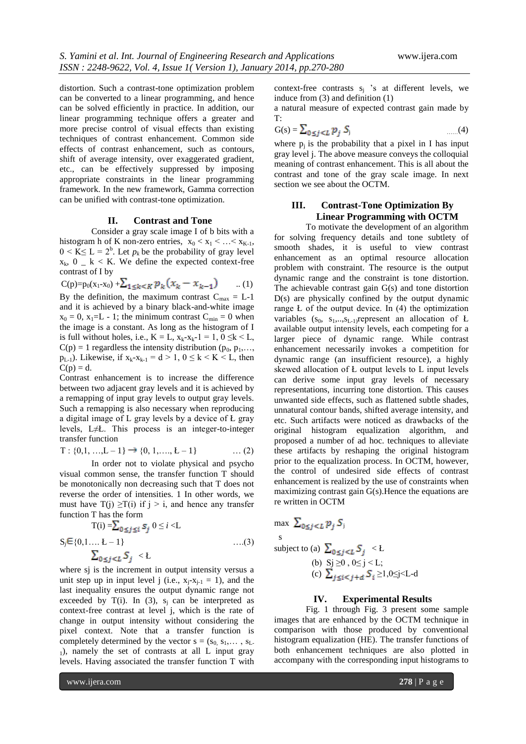distortion. Such a contrast-tone optimization problem can be converted to a linear programming, and hence can be solved efficiently in practice. In addition, our linear programming technique offers a greater and more precise control of visual effects than existing techniques of contrast enhancement. Common side effects of contrast enhancement, such as contours, shift of average intensity, over exaggerated gradient, etc., can be effectively suppressed by imposing appropriate constraints in the linear programming framework. In the new framework, Gamma correction can be unified with contrast-tone optimization.

## II. Contrast and Tone

Consider a gray scale image I of b bits with a histogram h of K non-zero entries, $x_0 < x_1 < \ldots < x_{K-1}$, $0 < K \leq L = 2^b$. Let $p_k$ be the probability of gray level $x_k$, $0 \_ k < K$. We define the expected context-free contrast of I by

$$C(p) = p_0(x_1 - x_0) + \sum_{1 \leq k < K} p_k (x_k - x_{k-1}) \quad .. (1)$$

By the definition, the maximum contrast $C_{max} = L-1$ and it is achieved by a binary black-and-white image $x_0 = 0$, $x_1 = L - 1$; the minimum contrast $C_{min} = 0$ when the image is a constant. As long as the histogram of I is full without holes, i.e., $K = L$, $x_k - x_k - 1 = 1$, $0 \leq k < L$, $C(p) = 1$ regardless the intensity distribution $(p_0, p_1, \ldots, p_{L-1})$. Likewise, if $x_k - x_{k-1} = d > 1$, $0 \leq k < K < L$, then $C(p) = d$.

Contrast enhancement is to increase the difference between two adjacent gray levels and it is achieved by a remapping of input gray levels to output gray levels. Such a remapping is also necessary when reproducing a digital image of L gray levels by a device of Ł gray levels, L≠Ł. This process is an integer-to-integer transfer function

$$T : \{0, 1, \ldots, L - 1\} \rightarrow \{0, 1, \ldots, Ł - 1\} \quad \ldots (2)$$

In order not to violate physical and psycho visual common sense, the transfer function T should be monotonically non decreasing such that T does not reverse the order of intensities. 1 In other words, we must have $T(j) \geq T(i)$ if $j > i$, and hence any transfer function T has the form

$$T(i) = \sum_{0 \leq j \leq i} s_j \quad 0 \leq i < L$$

$$S_j \in \{0, 1 \ldots Ł - 1\} \quad \ldots (3)$$

$$\sum_{0 \leq j < L} S_j < Ł$$

where sj is the increment in output intensity versus a unit step up in input level j (i.e., $x_j - x_{j-1} = 1$), and the last inequality ensures the output dynamic range not exceeded by T(i). In (3), $s_j$ can be interpreted as context-free contrast at level j, which is the rate of change in output intensity without considering the pixel context. Note that a transfer function is completely determined by the vector $s = (s_0, s_1, \ldots, s_{L-1})$, namely the set of contrasts at all L input gray levels. Having associated the transfer function T with context-free contrasts $s_j$ 's at different levels, we induce from (3) and definition (1)

a natural measure of expected contrast gain made by T:

$$G(s) = \sum_{0 \leq j < L} p_j S_j \quad \ldots\ldots(4)$$

where $p_j$ is the probability that a pixel in I has input gray level j. The above measure conveys the colloquial meaning of contrast enhancement. This is all about the contrast and tone of the gray scale image. In next section we see about the OCTM.

## III. Contrast-Tone Optimization By Linear Programming with OCTM

To motivate the development of an algorithm for solving frequency details and tone subtlety of smooth shades, it is useful to view contrast enhancement as an optimal resource allocation problem with constraint. The resource is the output dynamic range and the constraint is tone distortion. The achievable contrast gain G(s) and tone distortion D(s) are physically confined by the output dynamic range Ł of the output device. In (4) the optimization variables $(s_0, s_1, .., s_{L-1})$ represent an allocation of Ł available output intensity levels, each competing for a larger piece of dynamic range. While contrast enhancement necessarily invokes a competition for dynamic range (an insufficient resource), a highly skewed allocation of Ł output levels to L input levels can derive some input gray levels of necessary representations, incurring tone distortion. This causes unwanted side effects, such as flattened subtle shades, unnatural contour bands, shifted average intensity, and etc. Such artifacts were noticed as drawbacks of the original histogram equalization algorithm, and proposed a number of ad hoc. techniques to alleviate these artifacts by reshaping the original histogram prior to the equalization process. In OCTM, however, the control of undesired side effects of contrast enhancement is realized by the use of constraints when maximizing contrast gain G(s).Hence the equations are re written in OCTM

$$\max_{s} \sum_{0 \leq j < L} p_j S_j$$

subject to (a) $\sum_{0 \leq j < L} S_j < Ł$

(b) $S_j \geq 0$ , $0 \leq j < L$;

(c) $\sum_{j \leq i < j+d} S_i \geq 1, 0 \leq j < L-d$

## IV. Experimental Results

Fig. 1 through Fig. 3 present some sample images that are enhanced by the OCTM technique in comparison with those produced by conventional histogram equalization (HE). The transfer functions of both enhancement techniques are also plotted in accompany with the corresponding input histograms to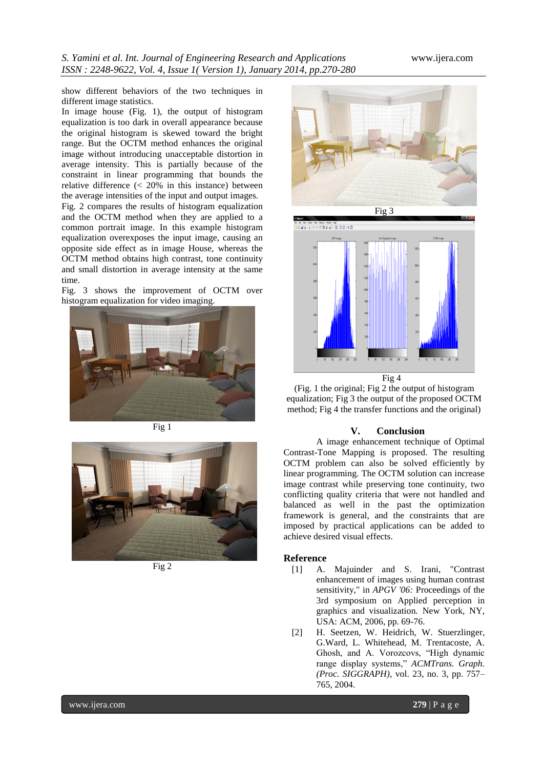show different behaviors of the two techniques in different image statistics.

In image house (Fig. 1), the output of histogram equalization is too dark in overall appearance because the original histogram is skewed toward the bright range. But the OCTM method enhances the original image without introducing unacceptable distortion in average intensity. This is partially because of the constraint in linear programming that bounds the relative difference (< 20% in this instance) between the average intensities of the input and output images.

Fig. 2 compares the results of histogram equalization and the OCTM method when they are applied to a common portrait image. In this example histogram equalization overexposes the input image, causing an opposite side effect as in image House, whereas the OCTM method obtains high contrast, tone continuity and small distortion in average intensity at the same time.

Fig. 3 shows the improvement of OCTM over histogram equalization for video imaging.

Fig 1

Fig 2

Fig 3

Fig 4

(Fig. 1 the original; Fig 2 the output of histogram equalization; Fig 3 the output of the proposed OCTM method; Fig 4 the transfer functions and the original)

## V. Conclusion

A image enhancement technique of Optimal Contrast-Tone Mapping is proposed. The resulting OCTM problem can also be solved efficiently by linear programming. The OCTM solution can increase image contrast while preserving tone continuity, two conflicting quality criteria that were not handled and balanced as well in the past the optimization framework is general, and the constraints that are imposed by practical applications can be added to achieve desired visual effects.

## Reference

[1] A. Majuinder and S. Irani, "Contrast enhancement of images using human contrast sensitivity," in *APGV '06:* Proceedings of the 3rd symposium on Applied perception in graphics and visualization. New York, NY, USA: ACM, 2006, pp. 69-76.

[2] H. Seetzen, W. Heidrich, W. Stuerzlinger, G.Ward, L. Whitehead, M. Trentacoste, A. Ghosh, and A. Vorozcovs, "High dynamic range display systems," *ACMTrans. Graph. (Proc. SIGGRAPH)*, vol. 23, no. 3, pp. 757–765, 2004.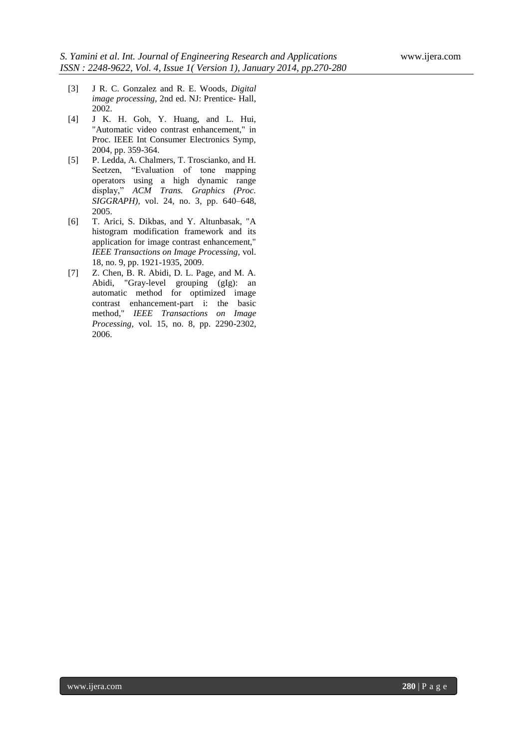[3] J R. C. Gonzalez and R. E. Woods, *Digital image processing*, 2nd ed. NJ: Prentice- Hall, 2002.

[4] J K. H. Goh, Y. Huang, and L. Hui, "Automatic video contrast enhancement," in Proc. IEEE Int Consumer Electronics Symp, 2004, pp. 359-364.

[5] P. Ledda, A. Chalmers, T. Troscianko, and H. Seetzen, "Evaluation of tone mapping operators using a high dynamic range display," *ACM Trans. Graphics (Proc. SIGGRAPH)*, vol. 24, no. 3, pp. 640–648, 2005.

[6] T. Arici, S. Dikbas, and Y. Altunbasak, "A histogram modification framework and its application for image contrast enhancement," *IEEE Transactions on Image Processing,* vol. 18, no. 9, pp. 1921-1935, 2009.

[7] Z. Chen, B. R. Abidi, D. L. Page, and M. A. Abidi, "Gray-level grouping (gIg): an automatic method for optimized image contrast enhancement-part i: the basic method," *IEEE Transactions on Image Processing*, vol. 15, no. 8, pp. 2290-2302, 2006.